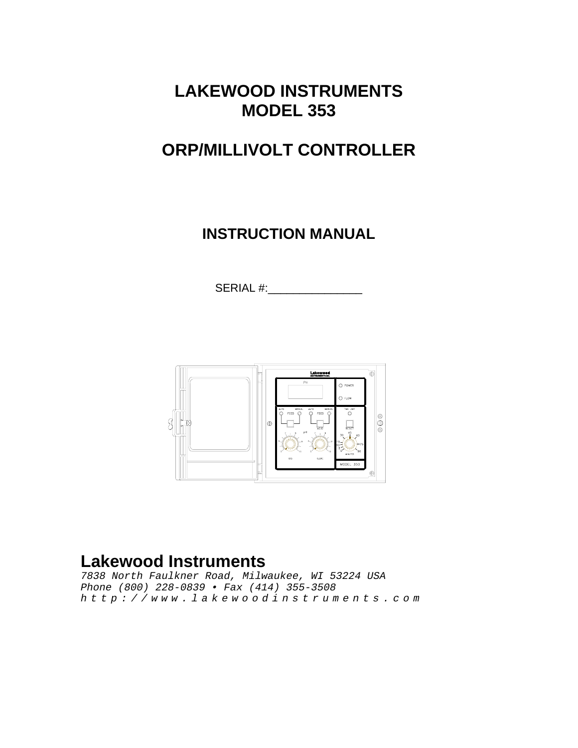# LAKEWOOD INSTRUMENTS
# MODEL 353

# ORP/MILLIVOLT CONTROLLER

## INSTRUCTION MANUAL

SERIAL #:________________

**Lakewood Instruments**

*7838 North Faulkner Road, Milwaukee, WI 53224 USA*
*Phone (800) 228-0839 • Fax (414) 355-3508*
*http://www.lakewoodinstruments.com*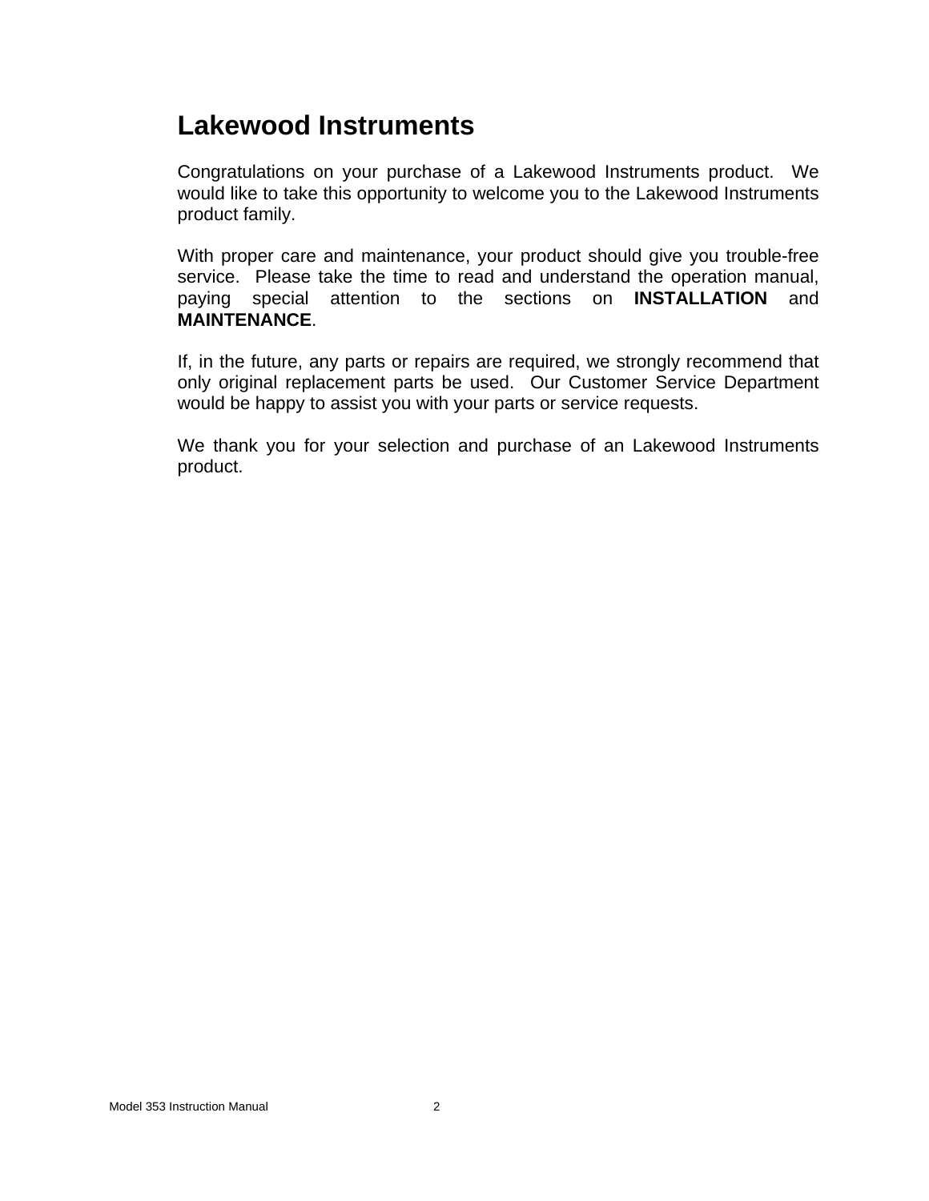# Lakewood Instruments

Congratulations on your purchase of a Lakewood Instruments product. We would like to take this opportunity to welcome you to the Lakewood Instruments product family.

With proper care and maintenance, your product should give you trouble-free service. Please take the time to read and understand the operation manual, paying special attention to the sections on **INSTALLATION** and **MAINTENANCE**.

If, in the future, any parts or repairs are required, we strongly recommend that only original replacement parts be used. Our Customer Service Department would be happy to assist you with your parts or service requests.

We thank you for your selection and purchase of an Lakewood Instruments product.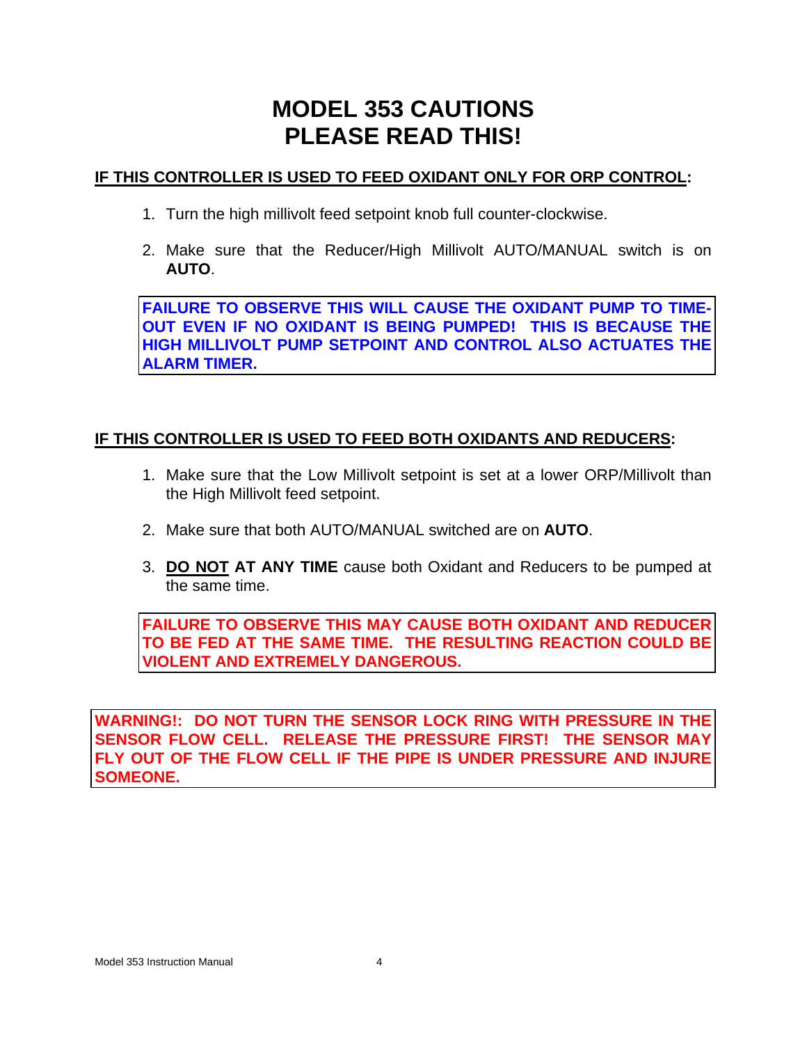# MODEL 353 CAUTIONS
# PLEASE READ THIS!

**IF THIS CONTROLLER IS USED TO FEED OXIDANT ONLY FOR ORP CONTROL:**

1. Turn the high millivolt feed setpoint knob full counter-clockwise.
2. Make sure that the Reducer/High Millivolt AUTO/MANUAL switch is on **AUTO**.

> **FAILURE TO OBSERVE THIS WILL CAUSE THE OXIDANT PUMP TO TIME-OUT EVEN IF NO OXIDANT IS BEING PUMPED! THIS IS BECAUSE THE HIGH MILLIVOLT PUMP SETPOINT AND CONTROL ALSO ACTUATES THE ALARM TIMER.**

**IF THIS CONTROLLER IS USED TO FEED BOTH OXIDANTS AND REDUCERS:**

1. Make sure that the Low Millivolt setpoint is set at a lower ORP/Millivolt than the High Millivolt feed setpoint.
2. Make sure that both AUTO/MANUAL switched are on **AUTO**.
3. **DO NOT AT ANY TIME** cause both Oxidant and Reducers to be pumped at the same time.

> **FAILURE TO OBSERVE THIS MAY CAUSE BOTH OXIDANT AND REDUCER TO BE FED AT THE SAME TIME. THE RESULTING REACTION COULD BE VIOLENT AND EXTREMELY DANGEROUS.**

> **WARNING!: DO NOT TURN THE SENSOR LOCK RING WITH PRESSURE IN THE SENSOR FLOW CELL. RELEASE THE PRESSURE FIRST! THE SENSOR MAY FLY OUT OF THE FLOW CELL IF THE PIPE IS UNDER PRESSURE AND INJURE SOMEONE.**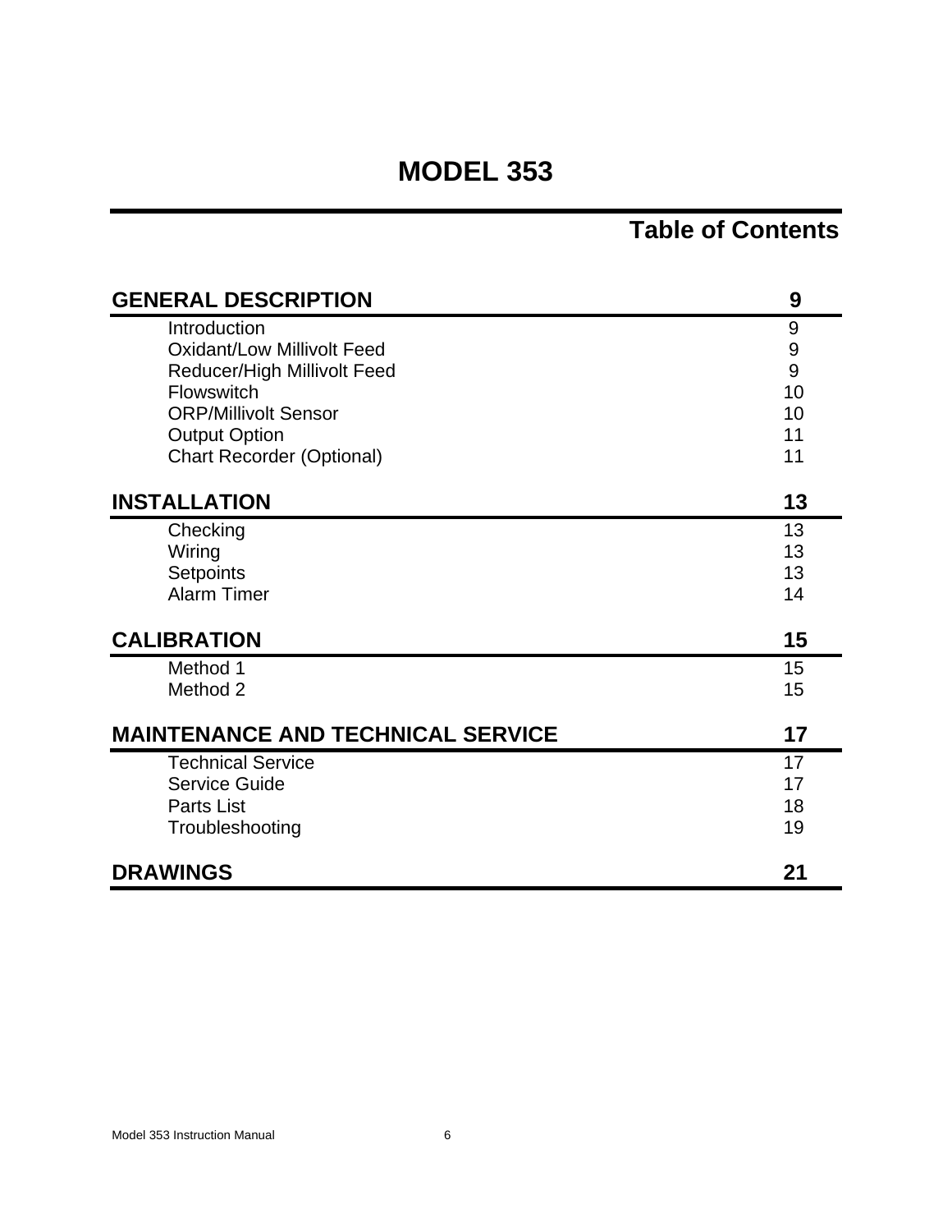# MODEL 353

## Table of Contents

| Section | Page |
|---|---|
| **GENERAL DESCRIPTION** | **9** |
| Introduction | 9 |
| Oxidant/Low Millivolt Feed | 9 |
| Reducer/High Millivolt Feed | 9 |
| Flowswitch | 10 |
| ORP/Millivolt Sensor | 10 |
| Output Option | 11 |
| Chart Recorder (Optional) | 11 |
| **INSTALLATION** | **13** |
| Checking | 13 |
| Wiring | 13 |
| Setpoints | 13 |
| Alarm Timer | 14 |
| **CALIBRATION** | **15** |
| Method 1 | 15 |
| Method 2 | 15 |
| **MAINTENANCE AND TECHNICAL SERVICE** | **17** |
| Technical Service | 17 |
| Service Guide | 17 |
| Parts List | 18 |
| Troubleshooting | 19 |
| **DRAWINGS** | **21** |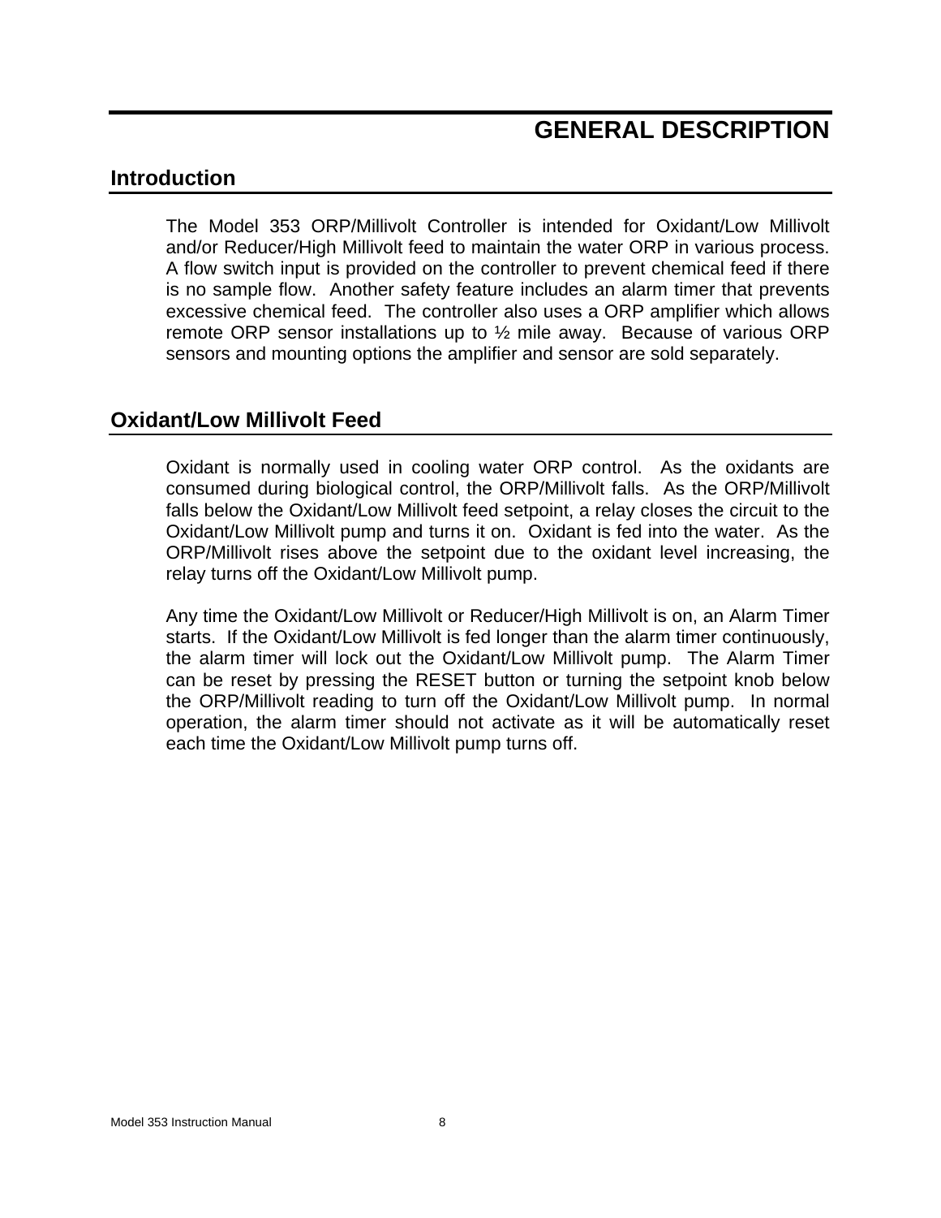# GENERAL DESCRIPTION

## Introduction

The Model 353 ORP/Millivolt Controller is intended for Oxidant/Low Millivolt and/or Reducer/High Millivolt feed to maintain the water ORP in various process. A flow switch input is provided on the controller to prevent chemical feed if there is no sample flow. Another safety feature includes an alarm timer that prevents excessive chemical feed. The controller also uses a ORP amplifier which allows remote ORP sensor installations up to ½ mile away. Because of various ORP sensors and mounting options the amplifier and sensor are sold separately.

## Oxidant/Low Millivolt Feed

Oxidant is normally used in cooling water ORP control. As the oxidants are consumed during biological control, the ORP/Millivolt falls. As the ORP/Millivolt falls below the Oxidant/Low Millivolt feed setpoint, a relay closes the circuit to the Oxidant/Low Millivolt pump and turns it on. Oxidant is fed into the water. As the ORP/Millivolt rises above the setpoint due to the oxidant level increasing, the relay turns off the Oxidant/Low Millivolt pump.

Any time the Oxidant/Low Millivolt or Reducer/High Millivolt is on, an Alarm Timer starts. If the Oxidant/Low Millivolt is fed longer than the alarm timer continuously, the alarm timer will lock out the Oxidant/Low Millivolt pump. The Alarm Timer can be reset by pressing the RESET button or turning the setpoint knob below the ORP/Millivolt reading to turn off the Oxidant/Low Millivolt pump. In normal operation, the alarm timer should not activate as it will be automatically reset each time the Oxidant/Low Millivolt pump turns off.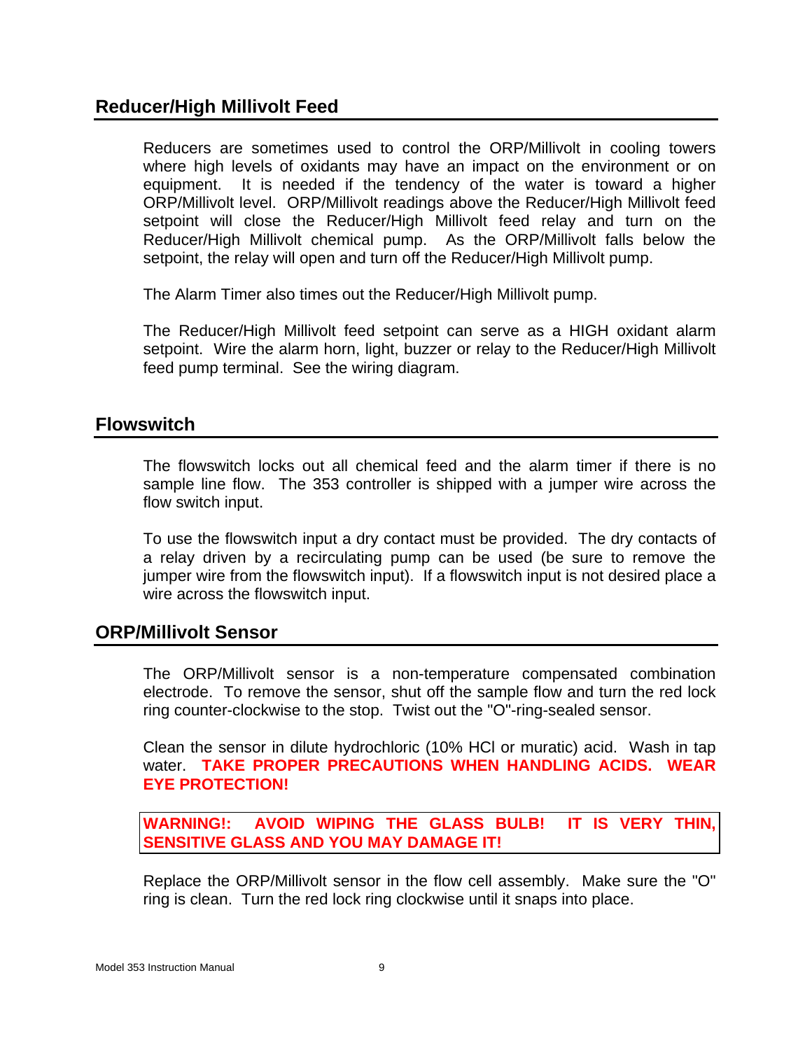## Reducer/High Millivolt Feed

Reducers are sometimes used to control the ORP/Millivolt in cooling towers where high levels of oxidants may have an impact on the environment or on equipment. It is needed if the tendency of the water is toward a higher ORP/Millivolt level. ORP/Millivolt readings above the Reducer/High Millivolt feed setpoint will close the Reducer/High Millivolt feed relay and turn on the Reducer/High Millivolt chemical pump. As the ORP/Millivolt falls below the setpoint, the relay will open and turn off the Reducer/High Millivolt pump.

The Alarm Timer also times out the Reducer/High Millivolt pump.

The Reducer/High Millivolt feed setpoint can serve as a HIGH oxidant alarm setpoint. Wire the alarm horn, light, buzzer or relay to the Reducer/High Millivolt feed pump terminal. See the wiring diagram.

## Flowswitch

The flowswitch locks out all chemical feed and the alarm timer if there is no sample line flow. The 353 controller is shipped with a jumper wire across the flow switch input.

To use the flowswitch input a dry contact must be provided. The dry contacts of a relay driven by a recirculating pump can be used (be sure to remove the jumper wire from the flowswitch input). If a flowswitch input is not desired place a wire across the flowswitch input.

## ORP/Millivolt Sensor

The ORP/Millivolt sensor is a non-temperature compensated combination electrode. To remove the sensor, shut off the sample flow and turn the red lock ring counter-clockwise to the stop. Twist out the "O"-ring-sealed sensor.

Clean the sensor in dilute hydrochloric (10% HCl or muratic) acid. Wash in tap water. **TAKE PROPER PRECAUTIONS WHEN HANDLING ACIDS. WEAR EYE PROTECTION!**

**WARNING!: AVOID WIPING THE GLASS BULB! IT IS VERY THIN, SENSITIVE GLASS AND YOU MAY DAMAGE IT!**

Replace the ORP/Millivolt sensor in the flow cell assembly. Make sure the "O" ring is clean. Turn the red lock ring clockwise until it snaps into place.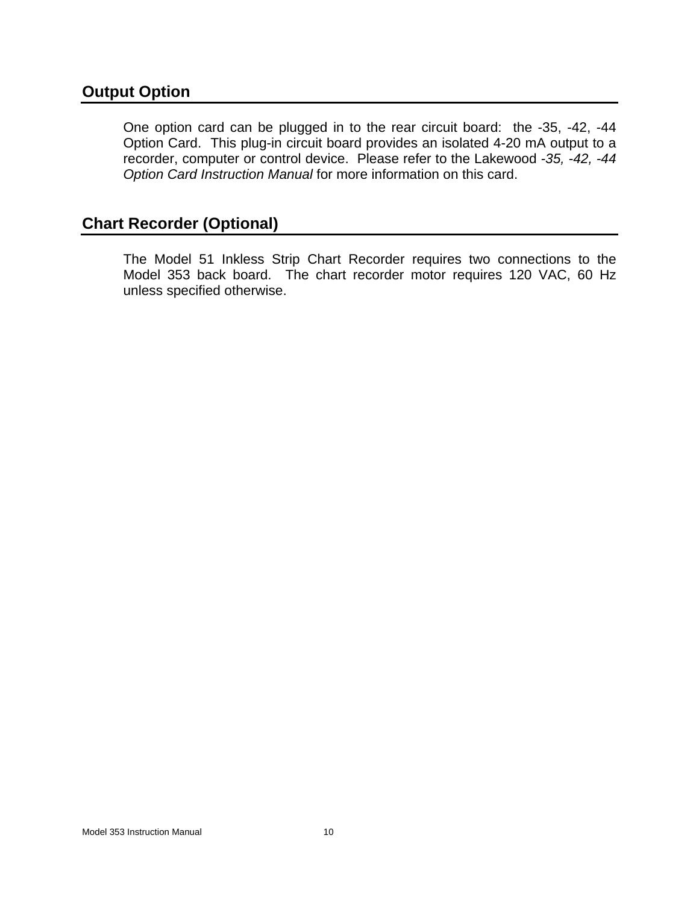## Output Option

One option card can be plugged in to the rear circuit board: the -35, -42, -44 Option Card. This plug-in circuit board provides an isolated 4-20 mA output to a recorder, computer or control device. Please refer to the Lakewood *-35, -42, -44 Option Card Instruction Manual* for more information on this card.

## Chart Recorder (Optional)

The Model 51 Inkless Strip Chart Recorder requires two connections to the Model 353 back board. The chart recorder motor requires 120 VAC, 60 Hz unless specified otherwise.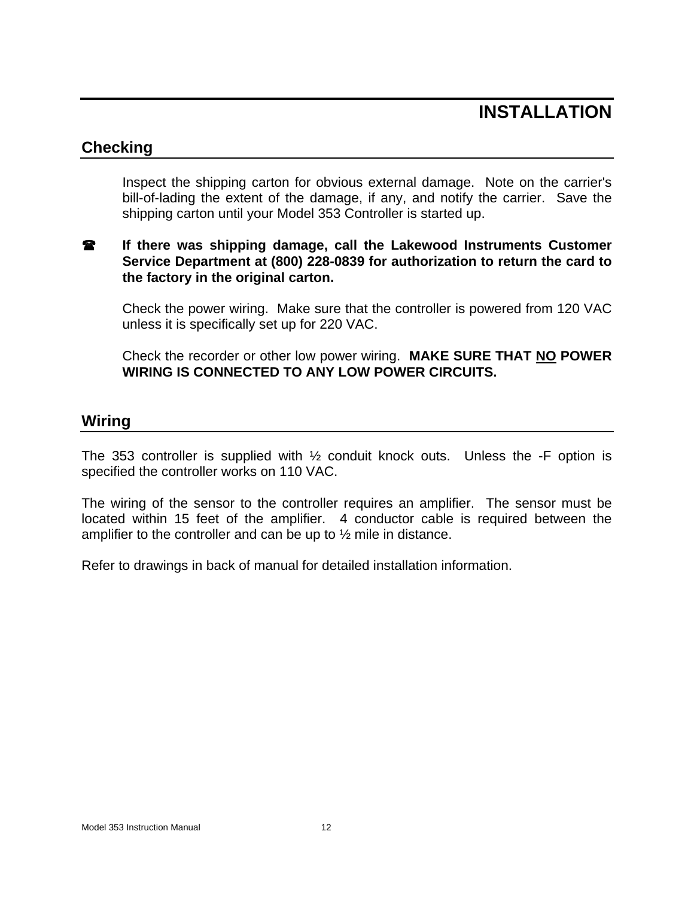# INSTALLATION

## Checking

Inspect the shipping carton for obvious external damage. Note on the carrier's bill-of-lading the extent of the damage, if any, and notify the carrier. Save the shipping carton until your Model 353 Controller is started up.

☎ **If there was shipping damage, call the Lakewood Instruments Customer Service Department at (800) 228-0839 for authorization to return the card to the factory in the original carton.**

Check the power wiring. Make sure that the controller is powered from 120 VAC unless it is specifically set up for 220 VAC.

Check the recorder or other low power wiring. **MAKE SURE THAT <u>NO</u> POWER WIRING IS CONNECTED TO ANY LOW POWER CIRCUITS.**

## Wiring

The 353 controller is supplied with ½ conduit knock outs. Unless the -F option is specified the controller works on 110 VAC.

The wiring of the sensor to the controller requires an amplifier. The sensor must be located within 15 feet of the amplifier. 4 conductor cable is required between the amplifier to the controller and can be up to ½ mile in distance.

Refer to drawings in back of manual for detailed installation information.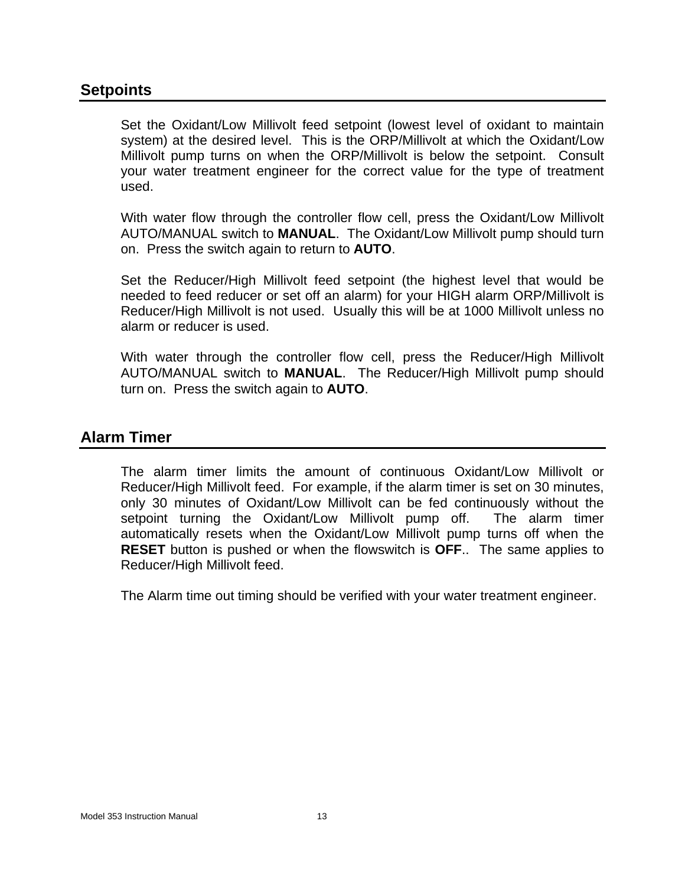## Setpoints

Set the Oxidant/Low Millivolt feed setpoint (lowest level of oxidant to maintain system) at the desired level. This is the ORP/Millivolt at which the Oxidant/Low Millivolt pump turns on when the ORP/Millivolt is below the setpoint. Consult your water treatment engineer for the correct value for the type of treatment used.

With water flow through the controller flow cell, press the Oxidant/Low Millivolt AUTO/MANUAL switch to **MANUAL**. The Oxidant/Low Millivolt pump should turn on. Press the switch again to return to **AUTO**.

Set the Reducer/High Millivolt feed setpoint (the highest level that would be needed to feed reducer or set off an alarm) for your HIGH alarm ORP/Millivolt is Reducer/High Millivolt is not used. Usually this will be at 1000 Millivolt unless no alarm or reducer is used.

With water through the controller flow cell, press the Reducer/High Millivolt AUTO/MANUAL switch to **MANUAL**. The Reducer/High Millivolt pump should turn on. Press the switch again to **AUTO**.

## Alarm Timer

The alarm timer limits the amount of continuous Oxidant/Low Millivolt or Reducer/High Millivolt feed. For example, if the alarm timer is set on 30 minutes, only 30 minutes of Oxidant/Low Millivolt can be fed continuously without the setpoint turning the Oxidant/Low Millivolt pump off. The alarm timer automatically resets when the Oxidant/Low Millivolt pump turns off when the **RESET** button is pushed or when the flowswitch is **OFF**.. The same applies to Reducer/High Millivolt feed.

The Alarm time out timing should be verified with your water treatment engineer.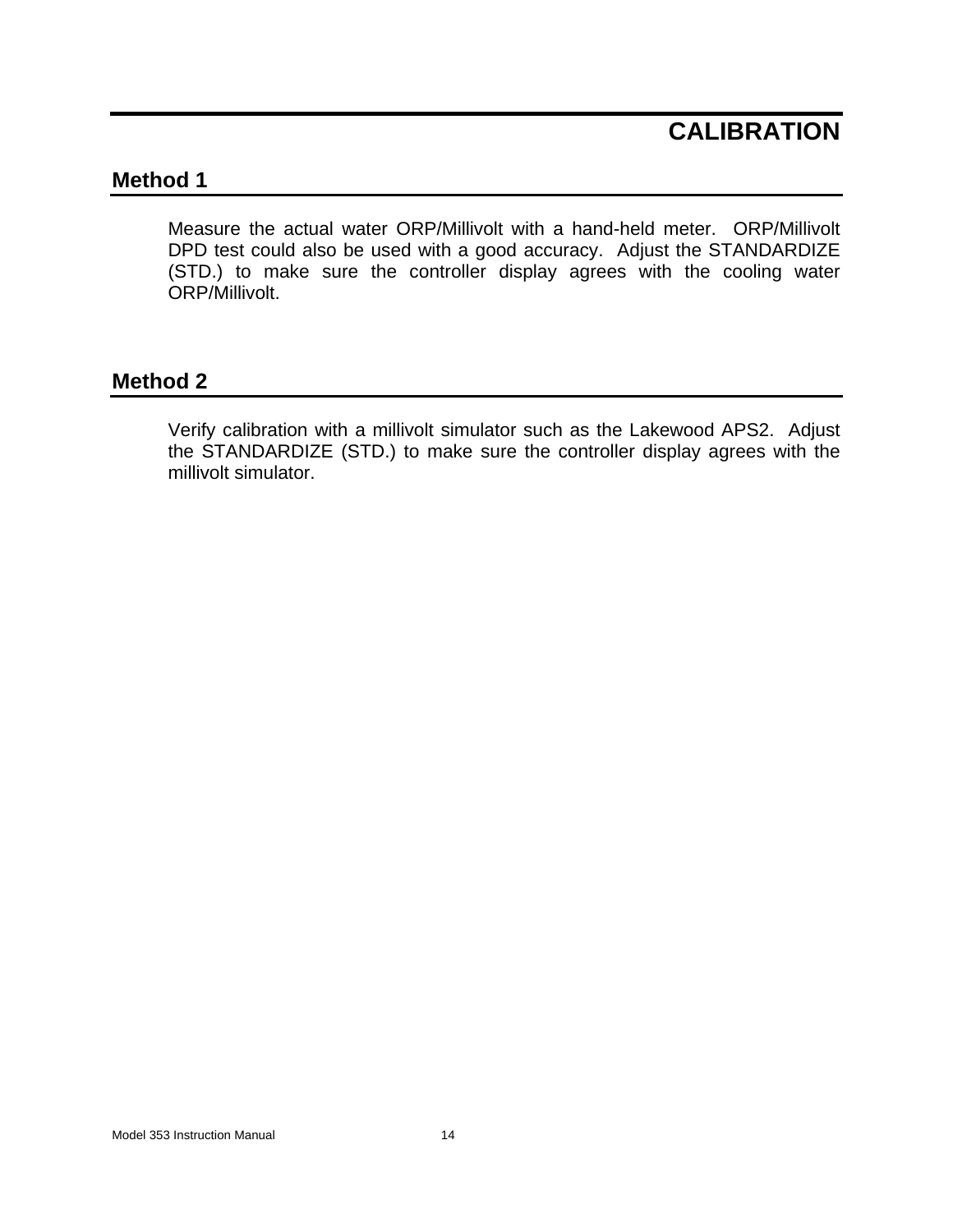# CALIBRATION

## Method 1

Measure the actual water ORP/Millivolt with a hand-held meter. ORP/Millivolt DPD test could also be used with a good accuracy. Adjust the STANDARDIZE (STD.) to make sure the controller display agrees with the cooling water ORP/Millivolt.

## Method 2

Verify calibration with a millivolt simulator such as the Lakewood APS2. Adjust the STANDARDIZE (STD.) to make sure the controller display agrees with the millivolt simulator.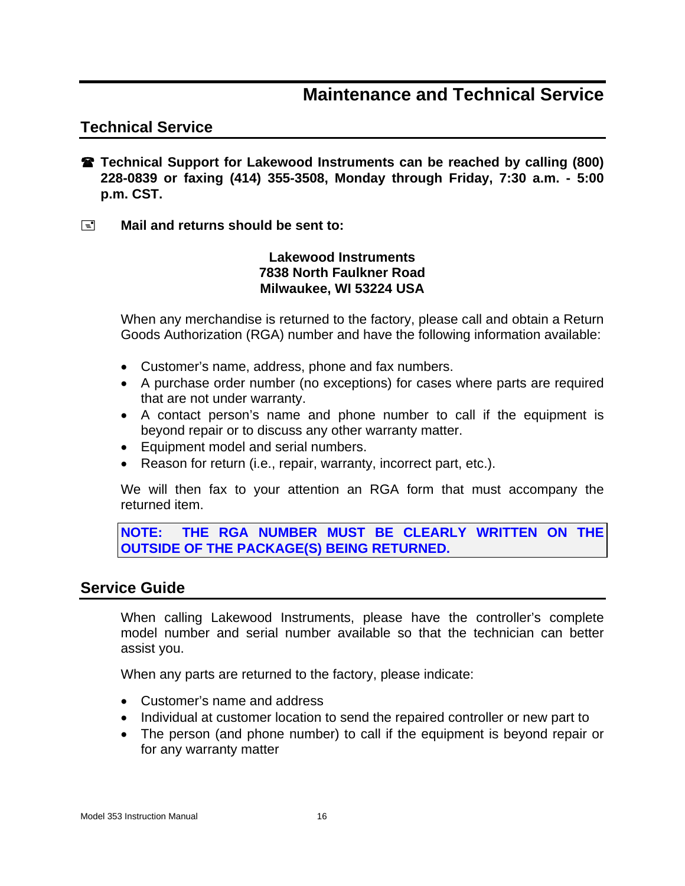# Maintenance and Technical Service

## Technical Service

☎ **Technical Support for Lakewood Instruments can be reached by calling (800) 228-0839 or faxing (414) 355-3508, Monday through Friday, 7:30 a.m. - 5:00 p.m. CST.**

**Mail and returns should be sent to:**

**Lakewood Instruments**
**7838 North Faulkner Road**
**Milwaukee, WI 53224 USA**

When any merchandise is returned to the factory, please call and obtain a Return Goods Authorization (RGA) number and have the following information available:

- Customer's name, address, phone and fax numbers.
- A purchase order number (no exceptions) for cases where parts are required that are not under warranty.
- A contact person's name and phone number to call if the equipment is beyond repair or to discuss any other warranty matter.
- Equipment model and serial numbers.
- Reason for return (i.e., repair, warranty, incorrect part, etc.).

We will then fax to your attention an RGA form that must accompany the returned item.

**NOTE: THE RGA NUMBER MUST BE CLEARLY WRITTEN ON THE OUTSIDE OF THE PACKAGE(S) BEING RETURNED.**

## Service Guide

When calling Lakewood Instruments, please have the controller's complete model number and serial number available so that the technician can better assist you.

When any parts are returned to the factory, please indicate:

- Customer's name and address
- Individual at customer location to send the repaired controller or new part to
- The person (and phone number) to call if the equipment is beyond repair or for any warranty matter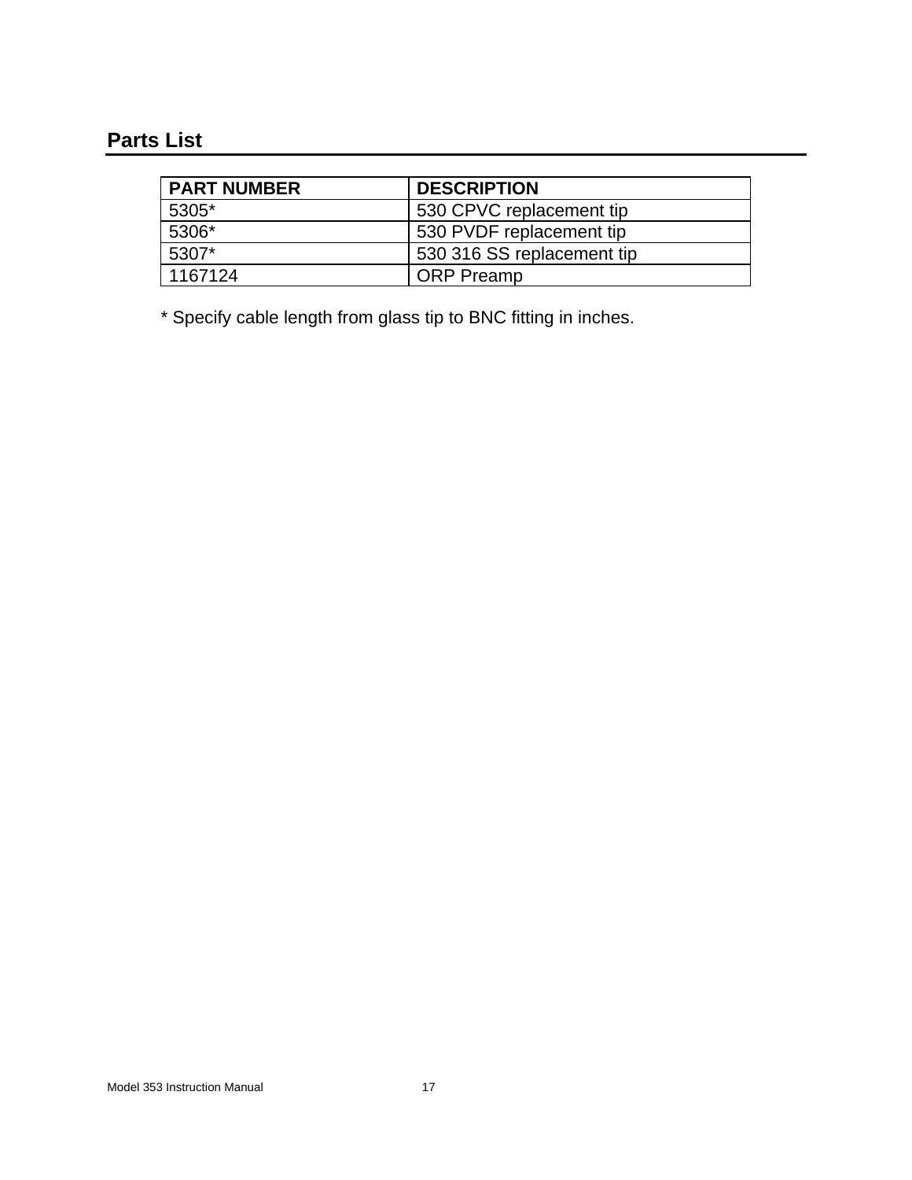## Parts List

| PART NUMBER | DESCRIPTION |
|---|---|
| 5305* | 530 CPVC replacement tip |
| 5306* | 530 PVDF replacement tip |
| 5307* | 530 316 SS replacement tip |
| 1167124 | ORP Preamp |

* Specify cable length from glass tip to BNC fitting in inches.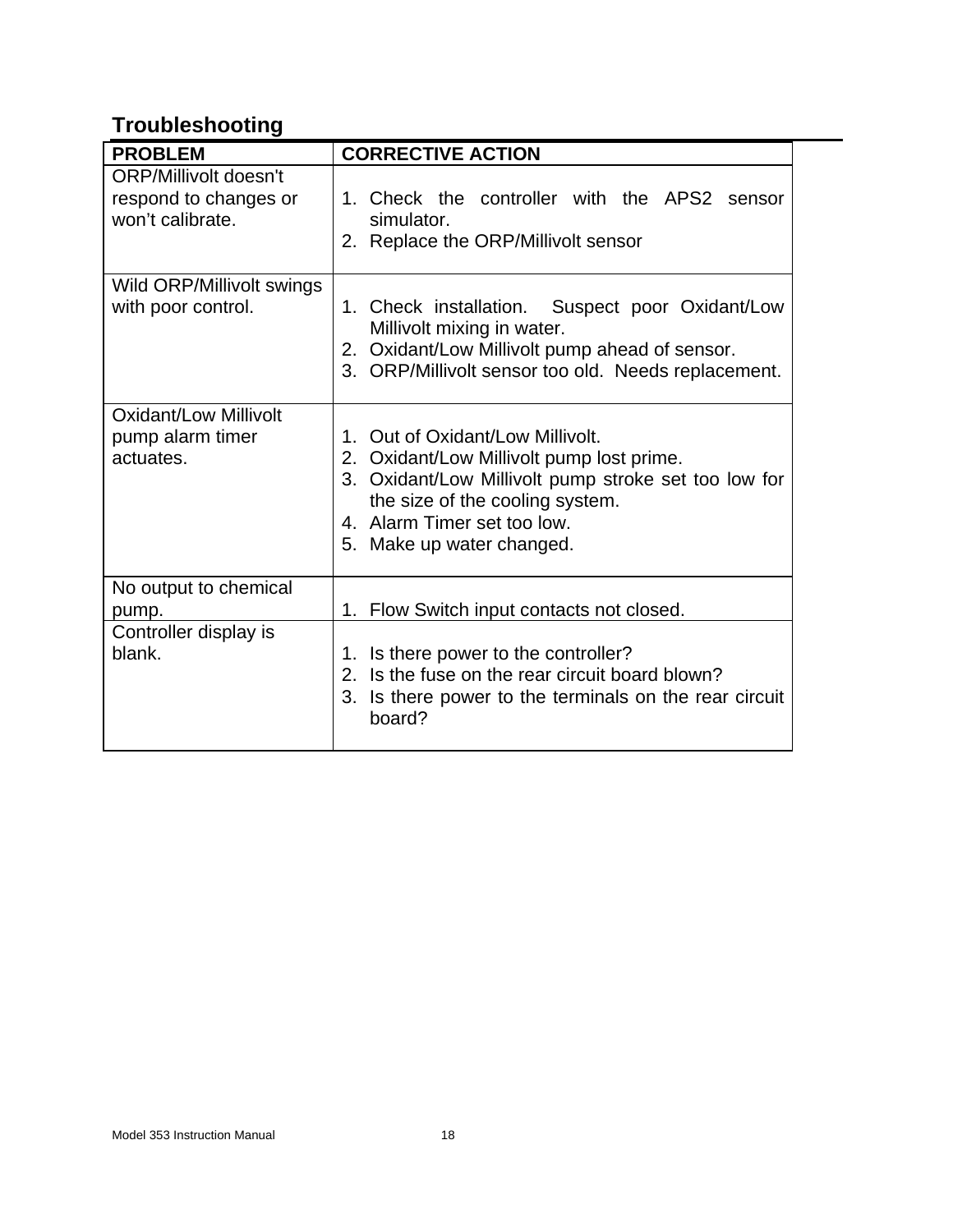## Troubleshooting

| PROBLEM | CORRECTIVE ACTION |
|---|---|
| ORP/Millivolt doesn't respond to changes or won't calibrate. | 1. Check the controller with the APS2 sensor simulator.<br>2. Replace the ORP/Millivolt sensor |
| Wild ORP/Millivolt swings with poor control. | 1. Check installation. Suspect poor Oxidant/Low Millivolt mixing in water.<br>2. Oxidant/Low Millivolt pump ahead of sensor.<br>3. ORP/Millivolt sensor too old. Needs replacement. |
| Oxidant/Low Millivolt pump alarm timer actuates. | 1. Out of Oxidant/Low Millivolt.<br>2. Oxidant/Low Millivolt pump lost prime.<br>3. Oxidant/Low Millivolt pump stroke set too low for the size of the cooling system.<br>4. Alarm Timer set too low.<br>5. Make up water changed. |
| No output to chemical pump. | 1. Flow Switch input contacts not closed. |
| Controller display is blank. | 1. Is there power to the controller?<br>2. Is the fuse on the rear circuit board blown?<br>3. Is there power to the terminals on the rear circuit board? |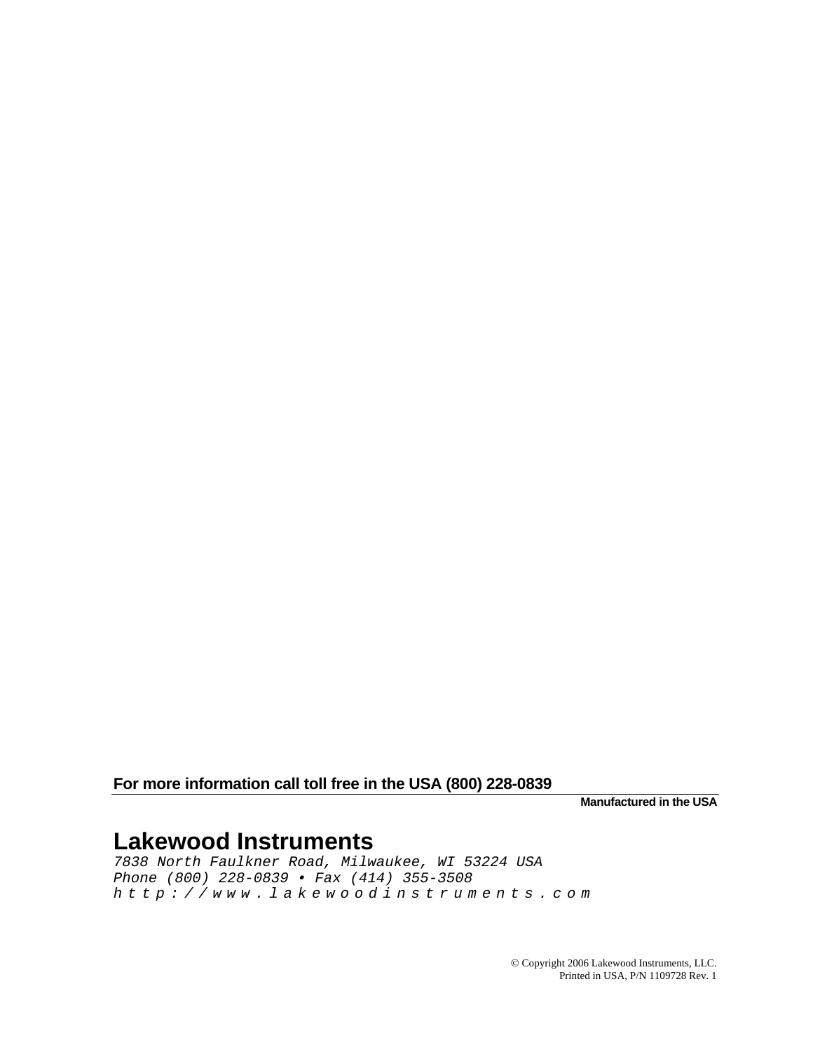**For more information call toll free in the USA (800) 228-0839**

---

**Manufactured in the USA**

## Lakewood Instruments

*7838 North Faulkner Road, Milwaukee, WI 53224 USA*
*Phone (800) 228-0839 • Fax (414) 355-3508*
*http://www.lakewoodinstruments.com*

© Copyright 2006 Lakewood Instruments, LLC.
Printed in USA, P/N 1109728 Rev. 1